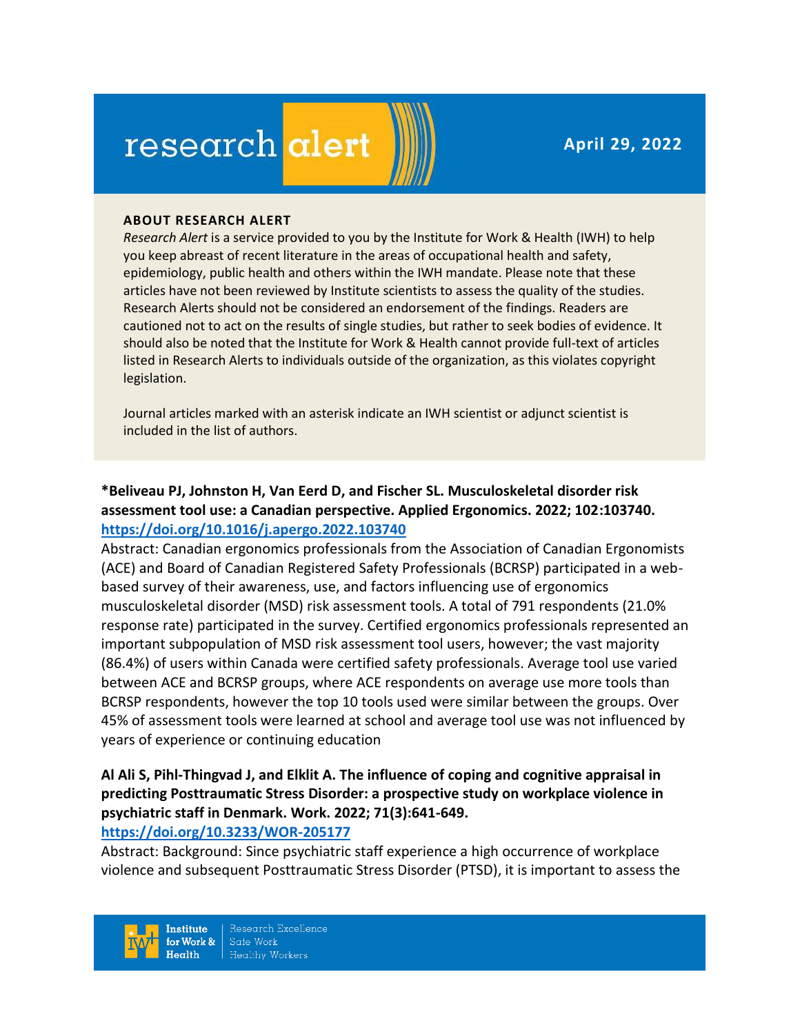# research alert

**April 29, 2022**

**ABOUT RESEARCH ALERT**

*Research Alert* is a service provided to you by the Institute for Work & Health (IWH) to help you keep abreast of recent literature in the areas of occupational health and safety, epidemiology, public health and others within the IWH mandate. Please note that these articles have not been reviewed by Institute scientists to assess the quality of the studies. Research Alerts should not be considered an endorsement of the findings. Readers are cautioned not to act on the results of single studies, but rather to seek bodies of evidence. It should also be noted that the Institute for Work & Health cannot provide full-text of articles listed in Research Alerts to individuals outside of the organization, as this violates copyright legislation.

Journal articles marked with an asterisk indicate an IWH scientist or adjunct scientist is included in the list of authors.

**\*Beliveau PJ, Johnston H, Van Eerd D, and Fischer SL. Musculoskeletal disorder risk assessment tool use: a Canadian perspective. Applied Ergonomics. 2022; 102:103740.**
**https://doi.org/10.1016/j.apergo.2022.103740**

Abstract: Canadian ergonomics professionals from the Association of Canadian Ergonomists (ACE) and Board of Canadian Registered Safety Professionals (BCRSP) participated in a web-based survey of their awareness, use, and factors influencing use of ergonomics musculoskeletal disorder (MSD) risk assessment tools. A total of 791 respondents (21.0% response rate) participated in the survey. Certified ergonomics professionals represented an important subpopulation of MSD risk assessment tool users, however; the vast majority (86.4%) of users within Canada were certified safety professionals. Average tool use varied between ACE and BCRSP groups, where ACE respondents on average use more tools than BCRSP respondents, however the top 10 tools used were similar between the groups. Over 45% of assessment tools were learned at school and average tool use was not influenced by years of experience or continuing education

**Al Ali S, Pihl-Thingvad J, and Elklit A. The influence of coping and cognitive appraisal in predicting Posttraumatic Stress Disorder: a prospective study on workplace violence in psychiatric staff in Denmark. Work. 2022; 71(3):641-649.**
**https://doi.org/10.3233/WOR-205177**

Abstract: Background: Since psychiatric staff experience a high occurrence of workplace violence and subsequent Posttraumatic Stress Disorder (PTSD), it is important to assess the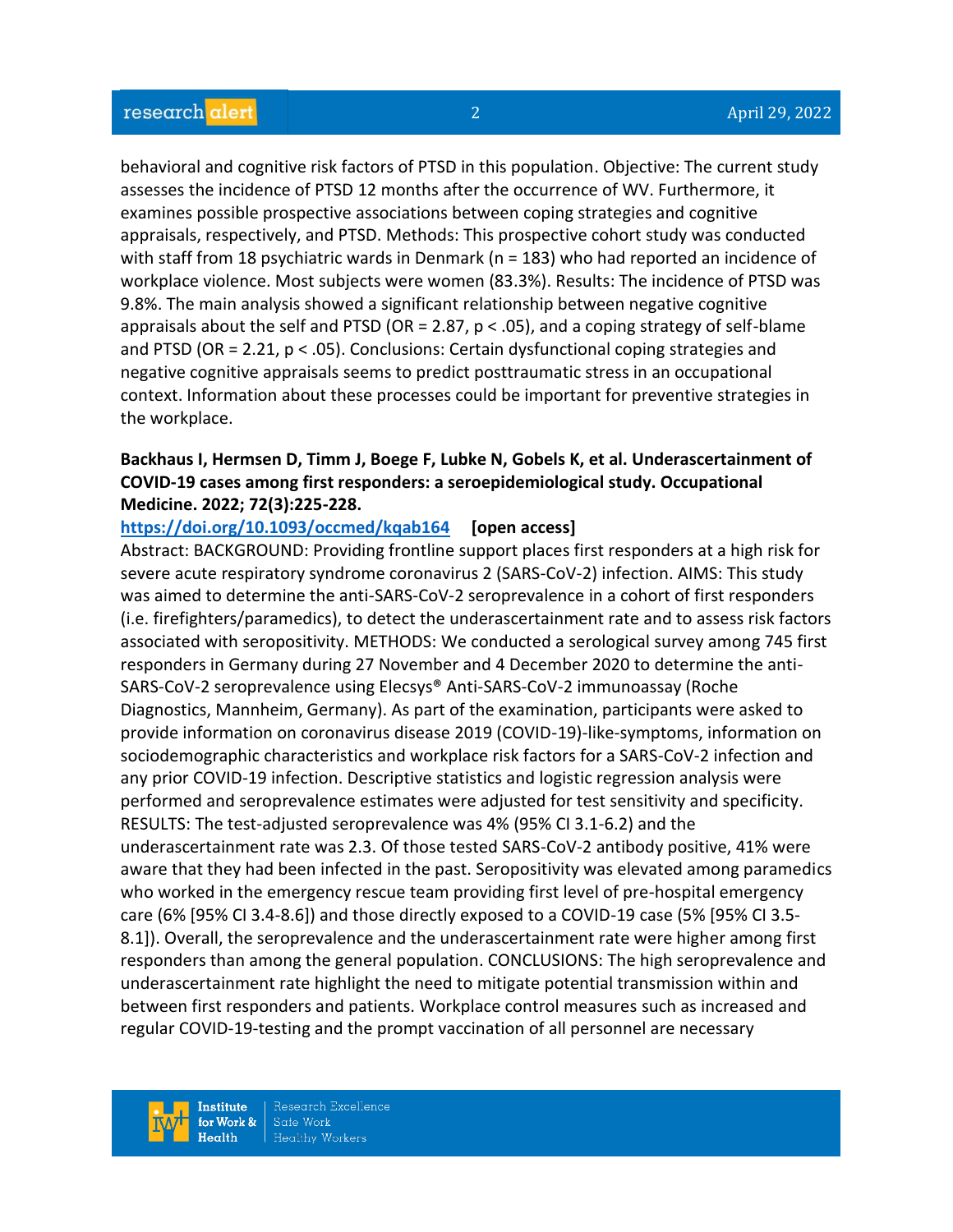behavioral and cognitive risk factors of PTSD in this population. Objective: The current study assesses the incidence of PTSD 12 months after the occurrence of WV. Furthermore, it examines possible prospective associations between coping strategies and cognitive appraisals, respectively, and PTSD. Methods: This prospective cohort study was conducted with staff from 18 psychiatric wards in Denmark (n = 183) who had reported an incidence of workplace violence. Most subjects were women (83.3%). Results: The incidence of PTSD was 9.8%. The main analysis showed a significant relationship between negative cognitive appraisals about the self and PTSD (OR = 2.87, $p < .05$), and a coping strategy of self-blame and PTSD (OR = 2.21, $p < .05$). Conclusions: Certain dysfunctional coping strategies and negative cognitive appraisals seems to predict posttraumatic stress in an occupational context. Information about these processes could be important for preventive strategies in the workplace.

**Backhaus I, Hermsen D, Timm J, Boege F, Lubke N, Gobels K, et al. Underascertainment of COVID-19 cases among first responders: a seroepidemiological study. Occupational Medicine. 2022; 72(3):225-228.**

https://doi.org/10.1093/occmed/kqab164 **[open access]**

Abstract: BACKGROUND: Providing frontline support places first responders at a high risk for severe acute respiratory syndrome coronavirus 2 (SARS-CoV-2) infection. AIMS: This study was aimed to determine the anti-SARS-CoV-2 seroprevalence in a cohort of first responders (i.e. firefighters/paramedics), to detect the underascertainment rate and to assess risk factors associated with seropositivity. METHODS: We conducted a serological survey among 745 first responders in Germany during 27 November and 4 December 2020 to determine the anti-SARS-CoV-2 seroprevalence using Elecsys® Anti-SARS-CoV-2 immunoassay (Roche Diagnostics, Mannheim, Germany). As part of the examination, participants were asked to provide information on coronavirus disease 2019 (COVID-19)-like-symptoms, information on sociodemographic characteristics and workplace risk factors for a SARS-CoV-2 infection and any prior COVID-19 infection. Descriptive statistics and logistic regression analysis were performed and seroprevalence estimates were adjusted for test sensitivity and specificity. RESULTS: The test-adjusted seroprevalence was 4% (95% CI 3.1-6.2) and the underascertainment rate was 2.3. Of those tested SARS-CoV-2 antibody positive, 41% were aware that they had been infected in the past. Seropositivity was elevated among paramedics who worked in the emergency rescue team providing first level of pre-hospital emergency care (6% [95% CI 3.4-8.6]) and those directly exposed to a COVID-19 case (5% [95% CI 3.5-8.1]). Overall, the seroprevalence and the underascertainment rate were higher among first responders than among the general population. CONCLUSIONS: The high seroprevalence and underascertainment rate highlight the need to mitigate potential transmission within and between first responders and patients. Workplace control measures such as increased and regular COVID-19-testing and the prompt vaccination of all personnel are necessary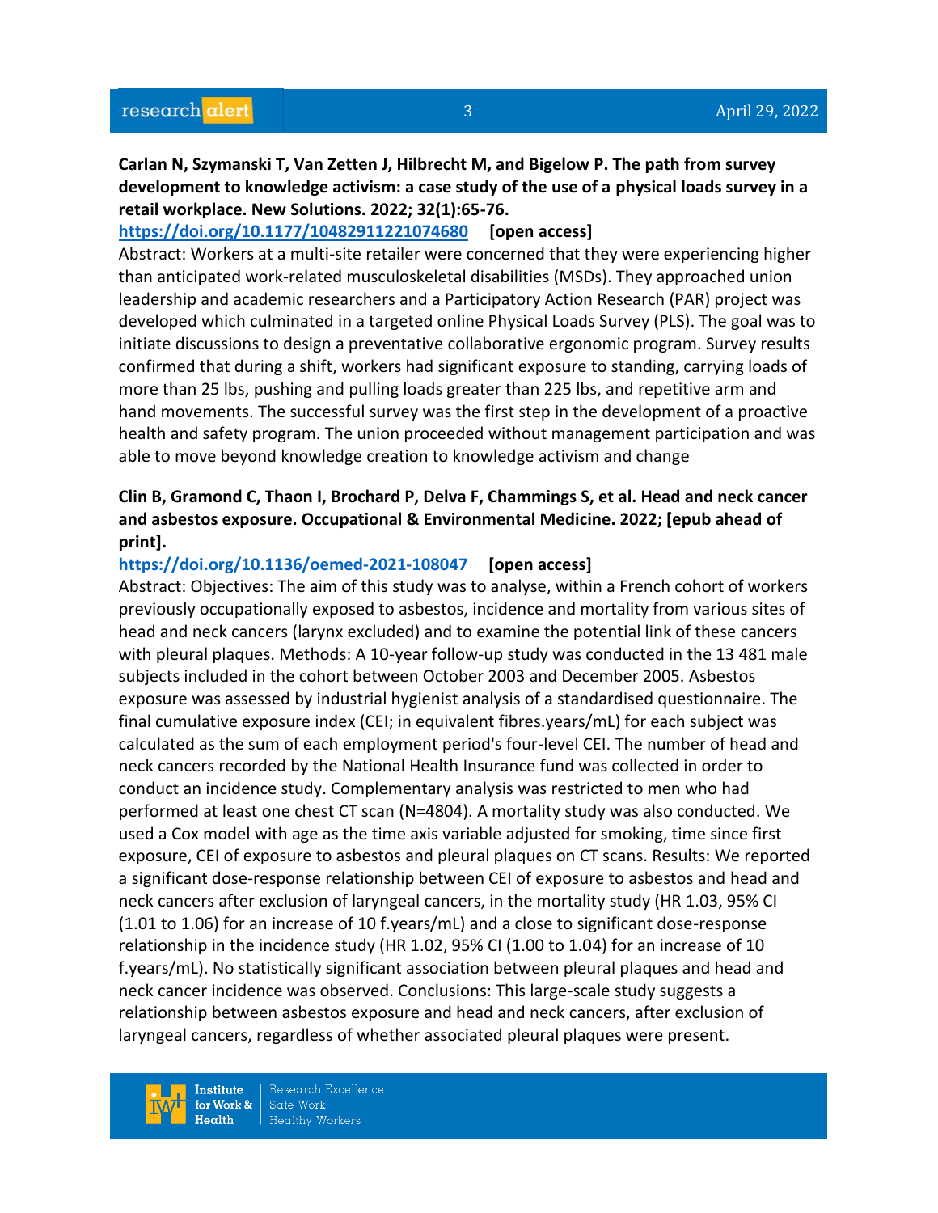**Carlan N, Szymanski T, Van Zetten J, Hilbrecht M, and Bigelow P. The path from survey development to knowledge activism: a case study of the use of a physical loads survey in a retail workplace. New Solutions. 2022; 32(1):65-76.**

https://doi.org/10.1177/10482911221074680 **[open access]**

Abstract: Workers at a multi-site retailer were concerned that they were experiencing higher than anticipated work-related musculoskeletal disabilities (MSDs). They approached union leadership and academic researchers and a Participatory Action Research (PAR) project was developed which culminated in a targeted online Physical Loads Survey (PLS). The goal was to initiate discussions to design a preventative collaborative ergonomic program. Survey results confirmed that during a shift, workers had significant exposure to standing, carrying loads of more than 25 lbs, pushing and pulling loads greater than 225 lbs, and repetitive arm and hand movements. The successful survey was the first step in the development of a proactive health and safety program. The union proceeded without management participation and was able to move beyond knowledge creation to knowledge activism and change

**Clin B, Gramond C, Thaon I, Brochard P, Delva F, Chammings S, et al. Head and neck cancer and asbestos exposure. Occupational & Environmental Medicine. 2022; [epub ahead of print].**

https://doi.org/10.1136/oemed-2021-108047 **[open access]**

Abstract: Objectives: The aim of this study was to analyse, within a French cohort of workers previously occupationally exposed to asbestos, incidence and mortality from various sites of head and neck cancers (larynx excluded) and to examine the potential link of these cancers with pleural plaques. Methods: A 10-year follow-up study was conducted in the 13 481 male subjects included in the cohort between October 2003 and December 2005. Asbestos exposure was assessed by industrial hygienist analysis of a standardised questionnaire. The final cumulative exposure index (CEI; in equivalent fibres.years/mL) for each subject was calculated as the sum of each employment period's four-level CEI. The number of head and neck cancers recorded by the National Health Insurance fund was collected in order to conduct an incidence study. Complementary analysis was restricted to men who had performed at least one chest CT scan (N=4804). A mortality study was also conducted. We used a Cox model with age as the time axis variable adjusted for smoking, time since first exposure, CEI of exposure to asbestos and pleural plaques on CT scans. Results: We reported a significant dose-response relationship between CEI of exposure to asbestos and head and neck cancers after exclusion of laryngeal cancers, in the mortality study (HR 1.03, 95% CI (1.01 to 1.06) for an increase of 10 f.years/mL) and a close to significant dose-response relationship in the incidence study (HR 1.02, 95% CI (1.00 to 1.04) for an increase of 10 f.years/mL). No statistically significant association between pleural plaques and head and neck cancer incidence was observed. Conclusions: This large-scale study suggests a relationship between asbestos exposure and head and neck cancers, after exclusion of laryngeal cancers, regardless of whether associated pleural plaques were present.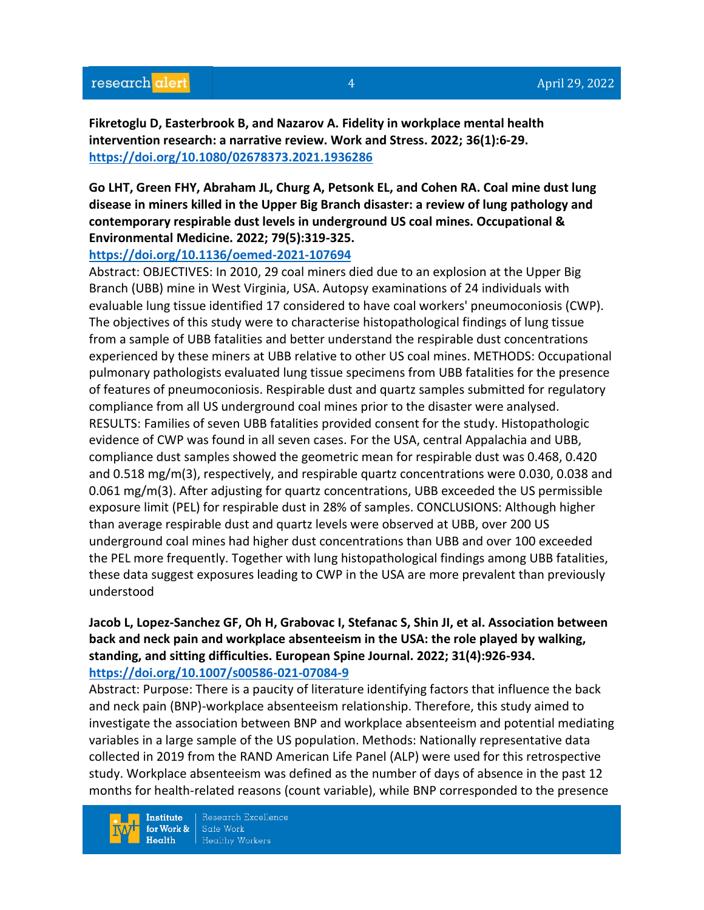**Fikretoglu D, Easterbrook B, and Nazarov A. Fidelity in workplace mental health intervention research: a narrative review. Work and Stress. 2022; 36(1):6-29.**
**https://doi.org/10.1080/02678373.2021.1936286**

**Go LHT, Green FHY, Abraham JL, Churg A, Petsonk EL, and Cohen RA. Coal mine dust lung disease in miners killed in the Upper Big Branch disaster: a review of lung pathology and contemporary respirable dust levels in underground US coal mines. Occupational & Environmental Medicine. 2022; 79(5):319-325.**
**https://doi.org/10.1136/oemed-2021-107694**
Abstract: OBJECTIVES: In 2010, 29 coal miners died due to an explosion at the Upper Big Branch (UBB) mine in West Virginia, USA. Autopsy examinations of 24 individuals with evaluable lung tissue identified 17 considered to have coal workers' pneumoconiosis (CWP). The objectives of this study were to characterise histopathological findings of lung tissue from a sample of UBB fatalities and better understand the respirable dust concentrations experienced by these miners at UBB relative to other US coal mines. METHODS: Occupational pulmonary pathologists evaluated lung tissue specimens from UBB fatalities for the presence of features of pneumoconiosis. Respirable dust and quartz samples submitted for regulatory compliance from all US underground coal mines prior to the disaster were analysed. RESULTS: Families of seven UBB fatalities provided consent for the study. Histopathologic evidence of CWP was found in all seven cases. For the USA, central Appalachia and UBB, compliance dust samples showed the geometric mean for respirable dust was 0.468, 0.420 and 0.518 mg/m(3), respectively, and respirable quartz concentrations were 0.030, 0.038 and 0.061 mg/m(3). After adjusting for quartz concentrations, UBB exceeded the US permissible exposure limit (PEL) for respirable dust in 28% of samples. CONCLUSIONS: Although higher than average respirable dust and quartz levels were observed at UBB, over 200 US underground coal mines had higher dust concentrations than UBB and over 100 exceeded the PEL more frequently. Together with lung histopathological findings among UBB fatalities, these data suggest exposures leading to CWP in the USA are more prevalent than previously understood

**Jacob L, Lopez-Sanchez GF, Oh H, Grabovac I, Stefanac S, Shin JI, et al. Association between back and neck pain and workplace absenteeism in the USA: the role played by walking, standing, and sitting difficulties. European Spine Journal. 2022; 31(4):926-934.**
**https://doi.org/10.1007/s00586-021-07084-9**
Abstract: Purpose: There is a paucity of literature identifying factors that influence the back and neck pain (BNP)-workplace absenteeism relationship. Therefore, this study aimed to investigate the association between BNP and workplace absenteeism and potential mediating variables in a large sample of the US population. Methods: Nationally representative data collected in 2019 from the RAND American Life Panel (ALP) were used for this retrospective study. Workplace absenteeism was defined as the number of days of absence in the past 12 months for health-related reasons (count variable), while BNP corresponded to the presence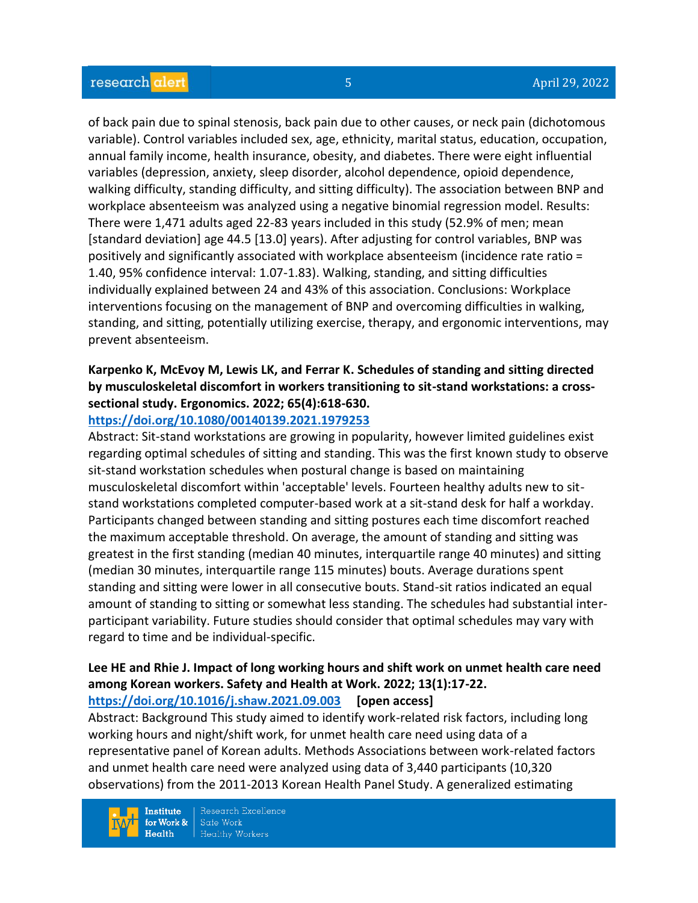of back pain due to spinal stenosis, back pain due to other causes, or neck pain (dichotomous variable). Control variables included sex, age, ethnicity, marital status, education, occupation, annual family income, health insurance, obesity, and diabetes. There were eight influential variables (depression, anxiety, sleep disorder, alcohol dependence, opioid dependence, walking difficulty, standing difficulty, and sitting difficulty). The association between BNP and workplace absenteeism was analyzed using a negative binomial regression model. Results: There were 1,471 adults aged 22-83 years included in this study (52.9% of men; mean [standard deviation] age 44.5 [13.0] years). After adjusting for control variables, BNP was positively and significantly associated with workplace absenteeism (incidence rate ratio = 1.40, 95% confidence interval: 1.07-1.83). Walking, standing, and sitting difficulties individually explained between 24 and 43% of this association. Conclusions: Workplace interventions focusing on the management of BNP and overcoming difficulties in walking, standing, and sitting, potentially utilizing exercise, therapy, and ergonomic interventions, may prevent absenteeism.

**Karpenko K, McEvoy M, Lewis LK, and Ferrar K. Schedules of standing and sitting directed by musculoskeletal discomfort in workers transitioning to sit-stand workstations: a cross-sectional study. Ergonomics. 2022; 65(4):618-630.**
**https://doi.org/10.1080/00140139.2021.1979253**
Abstract: Sit-stand workstations are growing in popularity, however limited guidelines exist regarding optimal schedules of sitting and standing. This was the first known study to observe sit-stand workstation schedules when postural change is based on maintaining musculoskeletal discomfort within 'acceptable' levels. Fourteen healthy adults new to sit-stand workstations completed computer-based work at a sit-stand desk for half a workday. Participants changed between standing and sitting postures each time discomfort reached the maximum acceptable threshold. On average, the amount of standing and sitting was greatest in the first standing (median 40 minutes, interquartile range 40 minutes) and sitting (median 30 minutes, interquartile range 115 minutes) bouts. Average durations spent standing and sitting were lower in all consecutive bouts. Stand-sit ratios indicated an equal amount of standing to sitting or somewhat less standing. The schedules had substantial inter-participant variability. Future studies should consider that optimal schedules may vary with regard to time and be individual-specific.

**Lee HE and Rhie J. Impact of long working hours and shift work on unmet health care need among Korean workers. Safety and Health at Work. 2022; 13(1):17-22.**
**https://doi.org/10.1016/j.shaw.2021.09.003** **[open access]**
Abstract: Background This study aimed to identify work-related risk factors, including long working hours and night/shift work, for unmet health care need using data of a representative panel of Korean adults. Methods Associations between work-related factors and unmet health care need were analyzed using data of 3,440 participants (10,320 observations) from the 2011-2013 Korean Health Panel Study. A generalized estimating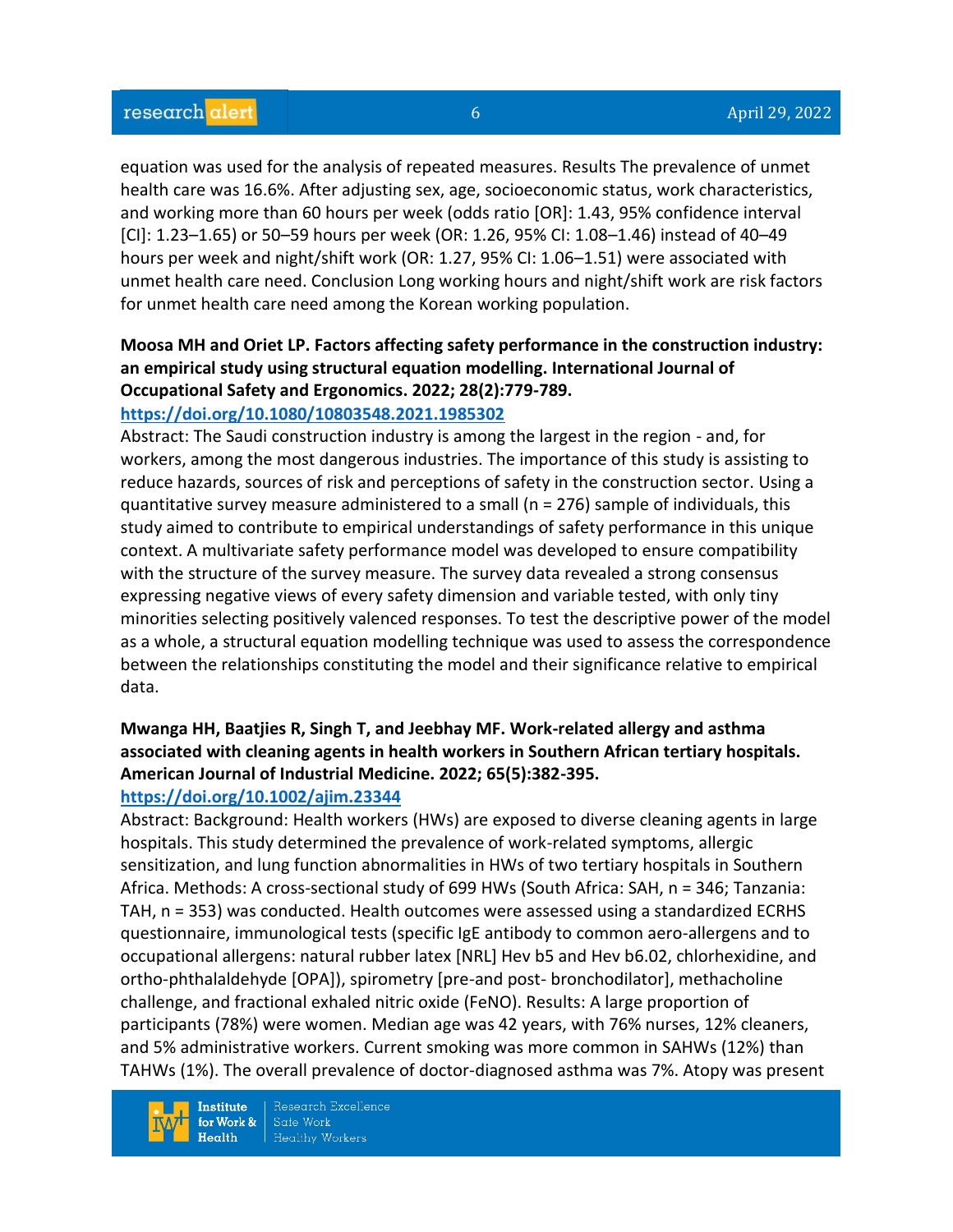equation was used for the analysis of repeated measures. Results The prevalence of unmet health care was 16.6%. After adjusting sex, age, socioeconomic status, work characteristics, and working more than 60 hours per week (odds ratio [OR]: 1.43, 95% confidence interval [CI]: 1.23–1.65) or 50–59 hours per week (OR: 1.26, 95% CI: 1.08–1.46) instead of 40–49 hours per week and night/shift work (OR: 1.27, 95% CI: 1.06–1.51) were associated with unmet health care need. Conclusion Long working hours and night/shift work are risk factors for unmet health care need among the Korean working population.

**Moosa MH and Oriet LP. Factors affecting safety performance in the construction industry: an empirical study using structural equation modelling. International Journal of Occupational Safety and Ergonomics. 2022; 28(2):779-789.**
**https://doi.org/10.1080/10803548.2021.1985302**

Abstract: The Saudi construction industry is among the largest in the region - and, for workers, among the most dangerous industries. The importance of this study is assisting to reduce hazards, sources of risk and perceptions of safety in the construction sector. Using a quantitative survey measure administered to a small (n = 276) sample of individuals, this study aimed to contribute to empirical understandings of safety performance in this unique context. A multivariate safety performance model was developed to ensure compatibility with the structure of the survey measure. The survey data revealed a strong consensus expressing negative views of every safety dimension and variable tested, with only tiny minorities selecting positively valenced responses. To test the descriptive power of the model as a whole, a structural equation modelling technique was used to assess the correspondence between the relationships constituting the model and their significance relative to empirical data.

**Mwanga HH, Baatjies R, Singh T, and Jeebhay MF. Work-related allergy and asthma associated with cleaning agents in health workers in Southern African tertiary hospitals. American Journal of Industrial Medicine. 2022; 65(5):382-395.**
**https://doi.org/10.1002/ajim.23344**

Abstract: Background: Health workers (HWs) are exposed to diverse cleaning agents in large hospitals. This study determined the prevalence of work-related symptoms, allergic sensitization, and lung function abnormalities in HWs of two tertiary hospitals in Southern Africa. Methods: A cross-sectional study of 699 HWs (South Africa: SAH, n = 346; Tanzania: TAH, n = 353) was conducted. Health outcomes were assessed using a standardized ECRHS questionnaire, immunological tests (specific IgE antibody to common aero-allergens and to occupational allergens: natural rubber latex [NRL] Hev b5 and Hev b6.02, chlorhexidine, and ortho-phthalaldehyde [OPA]), spirometry [pre-and post- bronchodilator], methacholine challenge, and fractional exhaled nitric oxide (FeNO). Results: A large proportion of participants (78%) were women. Median age was 42 years, with 76% nurses, 12% cleaners, and 5% administrative workers. Current smoking was more common in SAHWs (12%) than TAHWs (1%). The overall prevalence of doctor-diagnosed asthma was 7%. Atopy was present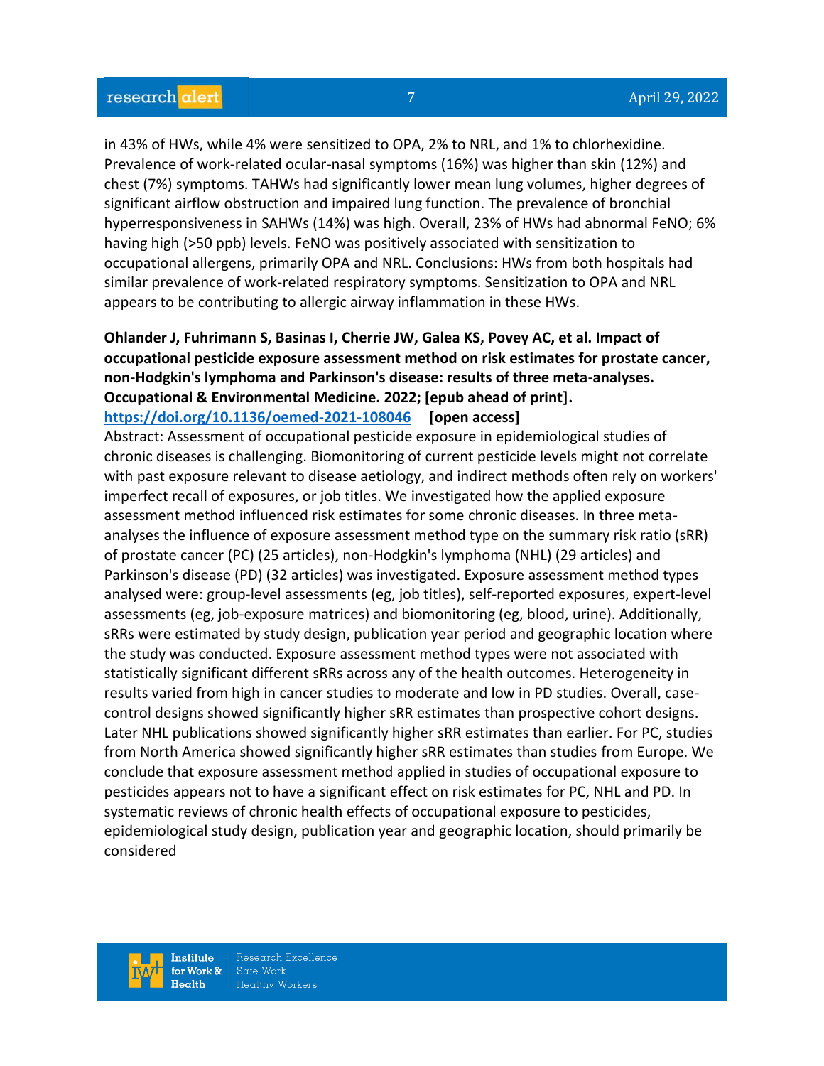in 43% of HWs, while 4% were sensitized to OPA, 2% to NRL, and 1% to chlorhexidine. Prevalence of work-related ocular-nasal symptoms (16%) was higher than skin (12%) and chest (7%) symptoms. TAHWs had significantly lower mean lung volumes, higher degrees of significant airflow obstruction and impaired lung function. The prevalence of bronchial hyperresponsiveness in SAHWs (14%) was high. Overall, 23% of HWs had abnormal FeNO; 6% having high (>50 ppb) levels. FeNO was positively associated with sensitization to occupational allergens, primarily OPA and NRL. Conclusions: HWs from both hospitals had similar prevalence of work-related respiratory symptoms. Sensitization to OPA and NRL appears to be contributing to allergic airway inflammation in these HWs.

**Ohlander J, Fuhrimann S, Basinas I, Cherrie JW, Galea KS, Povey AC, et al. Impact of occupational pesticide exposure assessment method on risk estimates for prostate cancer, non-Hodgkin's lymphoma and Parkinson's disease: results of three meta-analyses. Occupational & Environmental Medicine. 2022; [epub ahead of print].**
**https://doi.org/10.1136/oemed-2021-108046 [open access]**
Abstract: Assessment of occupational pesticide exposure in epidemiological studies of chronic diseases is challenging. Biomonitoring of current pesticide levels might not correlate with past exposure relevant to disease aetiology, and indirect methods often rely on workers' imperfect recall of exposures, or job titles. We investigated how the applied exposure assessment method influenced risk estimates for some chronic diseases. In three meta-analyses the influence of exposure assessment method type on the summary risk ratio (sRR) of prostate cancer (PC) (25 articles), non-Hodgkin's lymphoma (NHL) (29 articles) and Parkinson's disease (PD) (32 articles) was investigated. Exposure assessment method types analysed were: group-level assessments (eg, job titles), self-reported exposures, expert-level assessments (eg, job-exposure matrices) and biomonitoring (eg, blood, urine). Additionally, sRRs were estimated by study design, publication year period and geographic location where the study was conducted. Exposure assessment method types were not associated with statistically significant different sRRs across any of the health outcomes. Heterogeneity in results varied from high in cancer studies to moderate and low in PD studies. Overall, case-control designs showed significantly higher sRR estimates than prospective cohort designs. Later NHL publications showed significantly higher sRR estimates than earlier. For PC, studies from North America showed significantly higher sRR estimates than studies from Europe. We conclude that exposure assessment method applied in studies of occupational exposure to pesticides appears not to have a significant effect on risk estimates for PC, NHL and PD. In systematic reviews of chronic health effects of occupational exposure to pesticides, epidemiological study design, publication year and geographic location, should primarily be considered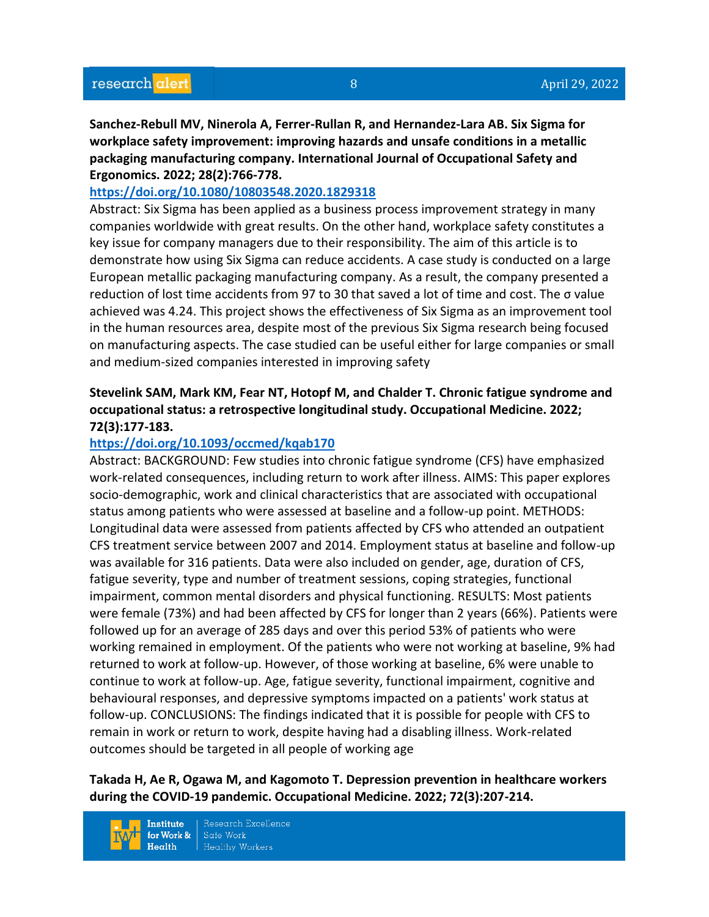**Sanchez-Rebull MV, Ninerola A, Ferrer-Rullan R, and Hernandez-Lara AB. Six Sigma for workplace safety improvement: improving hazards and unsafe conditions in a metallic packaging manufacturing company. International Journal of Occupational Safety and Ergonomics. 2022; 28(2):766-778.**

**https://doi.org/10.1080/10803548.2020.1829318**

Abstract: Six Sigma has been applied as a business process improvement strategy in many companies worldwide with great results. On the other hand, workplace safety constitutes a key issue for company managers due to their responsibility. The aim of this article is to demonstrate how using Six Sigma can reduce accidents. A case study is conducted on a large European metallic packaging manufacturing company. As a result, the company presented a reduction of lost time accidents from 97 to 30 that saved a lot of time and cost. The σ value achieved was 4.24. This project shows the effectiveness of Six Sigma as an improvement tool in the human resources area, despite most of the previous Six Sigma research being focused on manufacturing aspects. The case studied can be useful either for large companies or small and medium-sized companies interested in improving safety

**Stevelink SAM, Mark KM, Fear NT, Hotopf M, and Chalder T. Chronic fatigue syndrome and occupational status: a retrospective longitudinal study. Occupational Medicine. 2022; 72(3):177-183.**

**https://doi.org/10.1093/occmed/kqab170**

Abstract: BACKGROUND: Few studies into chronic fatigue syndrome (CFS) have emphasized work-related consequences, including return to work after illness. AIMS: This paper explores socio-demographic, work and clinical characteristics that are associated with occupational status among patients who were assessed at baseline and a follow-up point. METHODS: Longitudinal data were assessed from patients affected by CFS who attended an outpatient CFS treatment service between 2007 and 2014. Employment status at baseline and follow-up was available for 316 patients. Data were also included on gender, age, duration of CFS, fatigue severity, type and number of treatment sessions, coping strategies, functional impairment, common mental disorders and physical functioning. RESULTS: Most patients were female (73%) and had been affected by CFS for longer than 2 years (66%). Patients were followed up for an average of 285 days and over this period 53% of patients who were working remained in employment. Of the patients who were not working at baseline, 9% had returned to work at follow-up. However, of those working at baseline, 6% were unable to continue to work at follow-up. Age, fatigue severity, functional impairment, cognitive and behavioural responses, and depressive symptoms impacted on a patients' work status at follow-up. CONCLUSIONS: The findings indicated that it is possible for people with CFS to remain in work or return to work, despite having had a disabling illness. Work-related outcomes should be targeted in all people of working age

**Takada H, Ae R, Ogawa M, and Kagomoto T. Depression prevention in healthcare workers during the COVID-19 pandemic. Occupational Medicine. 2022; 72(3):207-214.**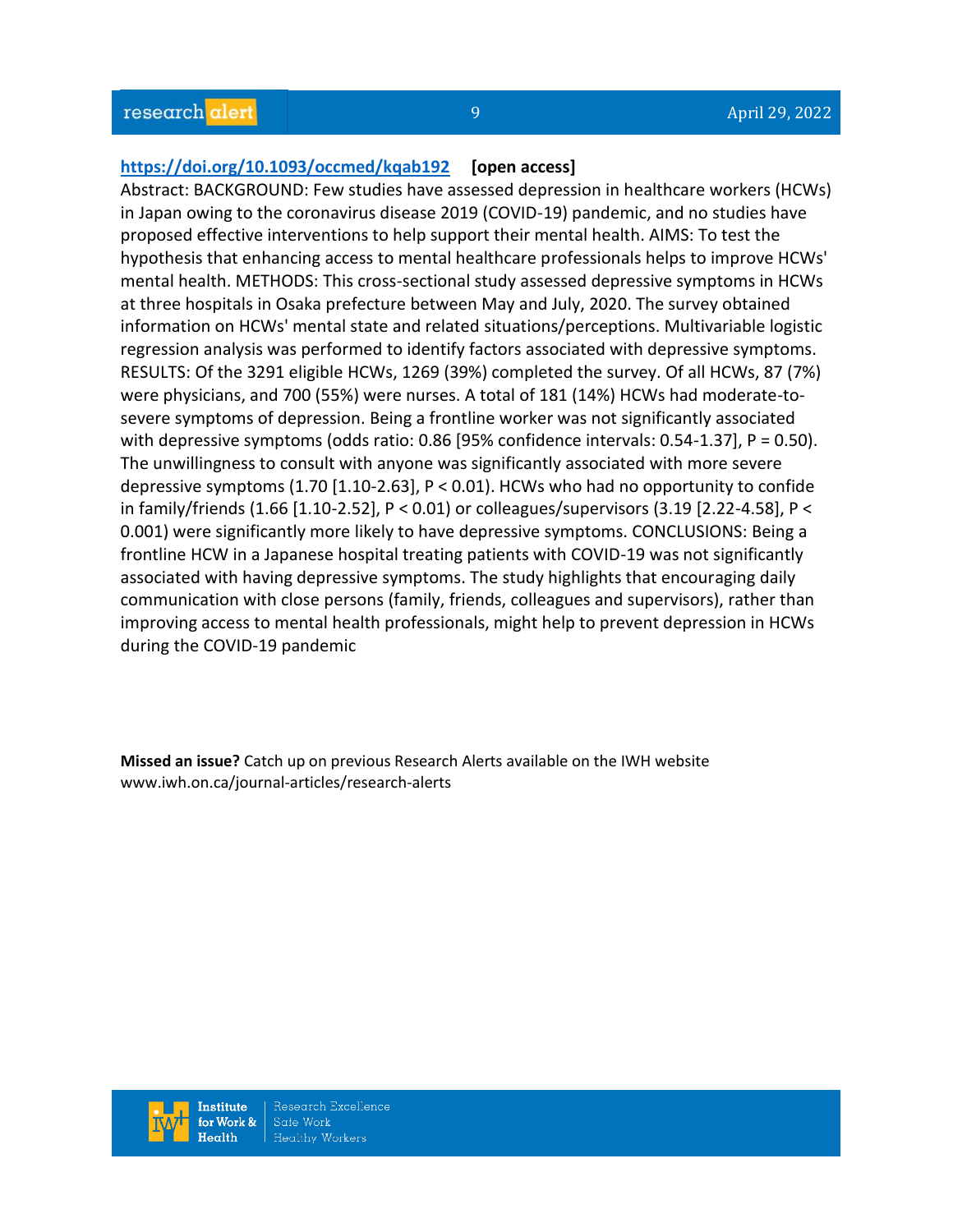https://doi.org/10.1093/occmed/kqab192 **[open access]**

Abstract: BACKGROUND: Few studies have assessed depression in healthcare workers (HCWs) in Japan owing to the coronavirus disease 2019 (COVID-19) pandemic, and no studies have proposed effective interventions to help support their mental health. AIMS: To test the hypothesis that enhancing access to mental healthcare professionals helps to improve HCWs' mental health. METHODS: This cross-sectional study assessed depressive symptoms in HCWs at three hospitals in Osaka prefecture between May and July, 2020. The survey obtained information on HCWs' mental state and related situations/perceptions. Multivariable logistic regression analysis was performed to identify factors associated with depressive symptoms. RESULTS: Of the 3291 eligible HCWs, 1269 (39%) completed the survey. Of all HCWs, 87 (7%) were physicians, and 700 (55%) were nurses. A total of 181 (14%) HCWs had moderate-to-severe symptoms of depression. Being a frontline worker was not significantly associated with depressive symptoms (odds ratio: 0.86 [95% confidence intervals: 0.54-1.37], P = 0.50). The unwillingness to consult with anyone was significantly associated with more severe depressive symptoms (1.70 [1.10-2.63], P < 0.01). HCWs who had no opportunity to confide in family/friends (1.66 [1.10-2.52], P < 0.01) or colleagues/supervisors (3.19 [2.22-4.58], P < 0.001) were significantly more likely to have depressive symptoms. CONCLUSIONS: Being a frontline HCW in a Japanese hospital treating patients with COVID-19 was not significantly associated with having depressive symptoms. The study highlights that encouraging daily communication with close persons (family, friends, colleagues and supervisors), rather than improving access to mental health professionals, might help to prevent depression in HCWs during the COVID-19 pandemic

**Missed an issue?** Catch up on previous Research Alerts available on the IWH website www.iwh.on.ca/journal-articles/research-alerts